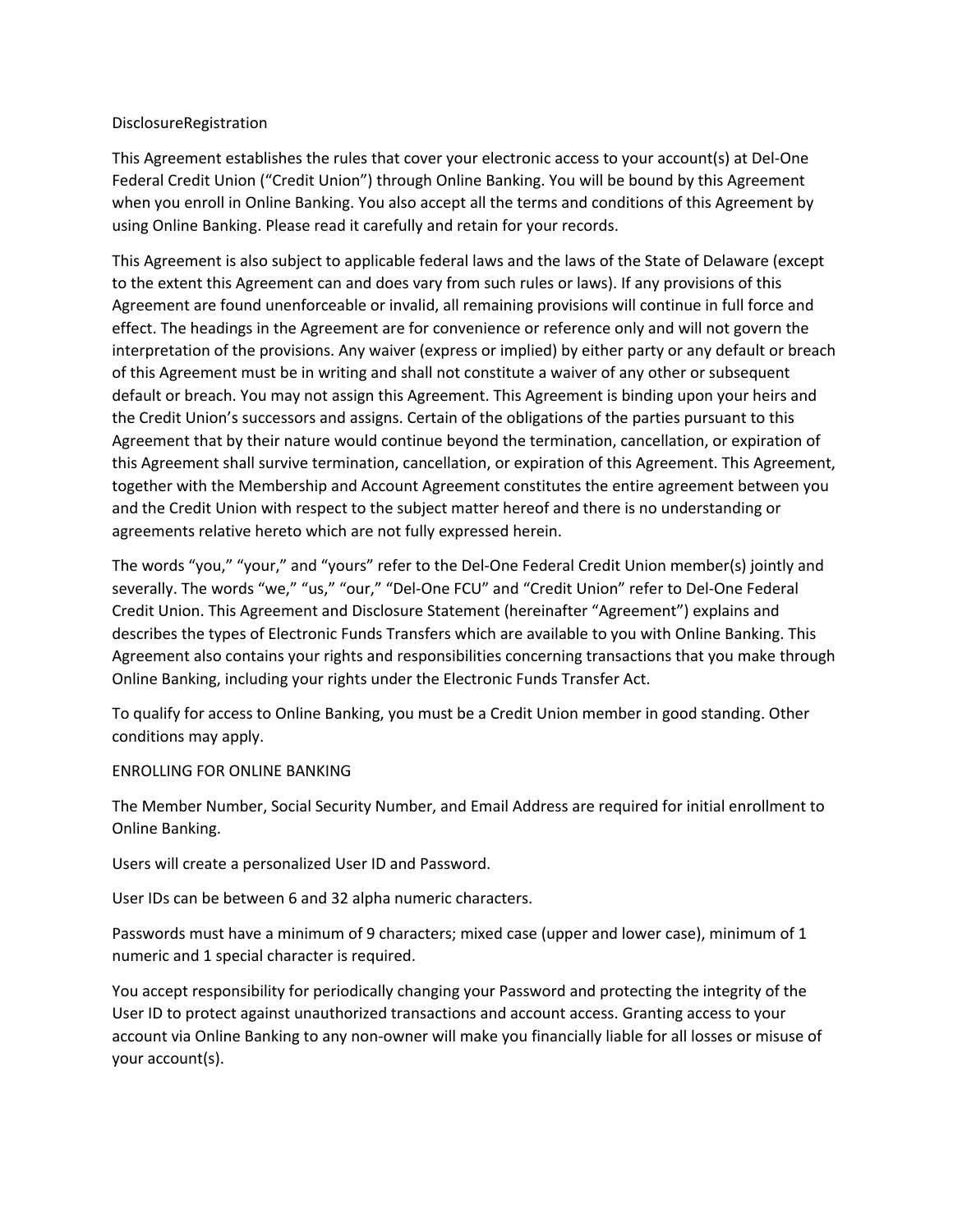DisclosureRegistration

This Agreement establishes the rules that cover your electronic access to your account(s) at Del-One Federal Credit Union ("Credit Union") through Online Banking. You will be bound by this Agreement when you enroll in Online Banking. You also accept all the terms and conditions of this Agreement by using Online Banking. Please read it carefully and retain for your records.

This Agreement is also subject to applicable federal laws and the laws of the State of Delaware (except to the extent this Agreement can and does vary from such rules or laws). If any provisions of this Agreement are found unenforceable or invalid, all remaining provisions will continue in full force and effect. The headings in the Agreement are for convenience or reference only and will not govern the interpretation of the provisions. Any waiver (express or implied) by either party or any default or breach of this Agreement must be in writing and shall not constitute a waiver of any other or subsequent default or breach. You may not assign this Agreement. This Agreement is binding upon your heirs and the Credit Union's successors and assigns. Certain of the obligations of the parties pursuant to this Agreement that by their nature would continue beyond the termination, cancellation, or expiration of this Agreement shall survive termination, cancellation, or expiration of this Agreement. This Agreement, together with the Membership and Account Agreement constitutes the entire agreement between you and the Credit Union with respect to the subject matter hereof and there is no understanding or agreements relative hereto which are not fully expressed herein.

The words "you," "your," and "yours" refer to the Del-One Federal Credit Union member(s) jointly and severally. The words "we," "us," "our," "Del-One FCU" and "Credit Union" refer to Del-One Federal Credit Union. This Agreement and Disclosure Statement (hereinafter "Agreement") explains and describes the types of Electronic Funds Transfers which are available to you with Online Banking. This Agreement also contains your rights and responsibilities concerning transactions that you make through Online Banking, including your rights under the Electronic Funds Transfer Act.

To qualify for access to Online Banking, you must be a Credit Union member in good standing. Other conditions may apply.

## ENROLLING FOR ONLINE BANKING

The Member Number, Social Security Number, and Email Address are required for initial enrollment to Online Banking.

Users will create a personalized User ID and Password.

User IDs can be between 6 and 32 alpha numeric characters.

Passwords must have a minimum of 9 characters; mixed case (upper and lower case), minimum of 1 numeric and 1 special character is required.

You accept responsibility for periodically changing your Password and protecting the integrity of the User ID to protect against unauthorized transactions and account access. Granting access to your account via Online Banking to any non-owner will make you financially liable for all losses or misuse of your account(s).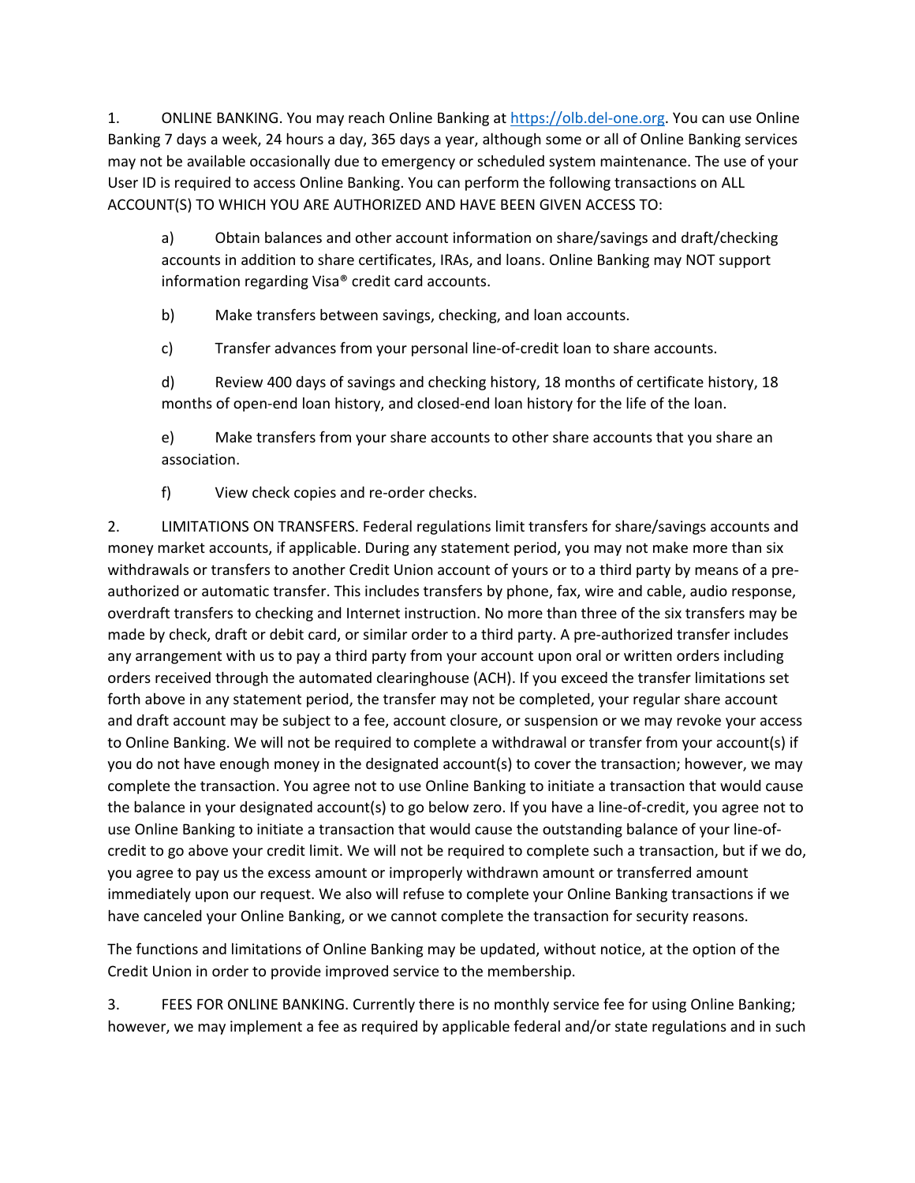1. ONLINE BANKING. You may reach Online Banking at [https://olb.del-one.org](https://olb.del-one.org). You can use Online Banking 7 days a week, 24 hours a day, 365 days a year, although some or all of Online Banking services may not be available occasionally due to emergency or scheduled system maintenance. The use of your User ID is required to access Online Banking. You can perform the following transactions on ALL ACCOUNT(S) TO WHICH YOU ARE AUTHORIZED AND HAVE BEEN GIVEN ACCESS TO:

   a) Obtain balances and other account information on share/savings and draft/checking accounts in addition to share certificates, IRAs, and loans. Online Banking may NOT support information regarding Visa® credit card accounts.

   b) Make transfers between savings, checking, and loan accounts.

   c) Transfer advances from your personal line-of-credit loan to share accounts.

   d) Review 400 days of savings and checking history, 18 months of certificate history, 18 months of open-end loan history, and closed-end loan history for the life of the loan.

   e) Make transfers from your share accounts to other share accounts that you share an association.

   f) View check copies and re-order checks.

2. LIMITATIONS ON TRANSFERS. Federal regulations limit transfers for share/savings accounts and money market accounts, if applicable. During any statement period, you may not make more than six withdrawals or transfers to another Credit Union account of yours or to a third party by means of a pre-authorized or automatic transfer. This includes transfers by phone, fax, wire and cable, audio response, overdraft transfers to checking and Internet instruction. No more than three of the six transfers may be made by check, draft or debit card, or similar order to a third party. A pre-authorized transfer includes any arrangement with us to pay a third party from your account upon oral or written orders including orders received through the automated clearinghouse (ACH). If you exceed the transfer limitations set forth above in any statement period, the transfer may not be completed, your regular share account and draft account may be subject to a fee, account closure, or suspension or we may revoke your access to Online Banking. We will not be required to complete a withdrawal or transfer from your account(s) if you do not have enough money in the designated account(s) to cover the transaction; however, we may complete the transaction. You agree not to use Online Banking to initiate a transaction that would cause the balance in your designated account(s) to go below zero. If you have a line-of-credit, you agree not to use Online Banking to initiate a transaction that would cause the outstanding balance of your line-of-credit to go above your credit limit. We will not be required to complete such a transaction, but if we do, you agree to pay us the excess amount or improperly withdrawn amount or transferred amount immediately upon our request. We also will refuse to complete your Online Banking transactions if we have canceled your Online Banking, or we cannot complete the transaction for security reasons.

The functions and limitations of Online Banking may be updated, without notice, at the option of the Credit Union in order to provide improved service to the membership.

3. FEES FOR ONLINE BANKING. Currently there is no monthly service fee for using Online Banking; however, we may implement a fee as required by applicable federal and/or state regulations and in such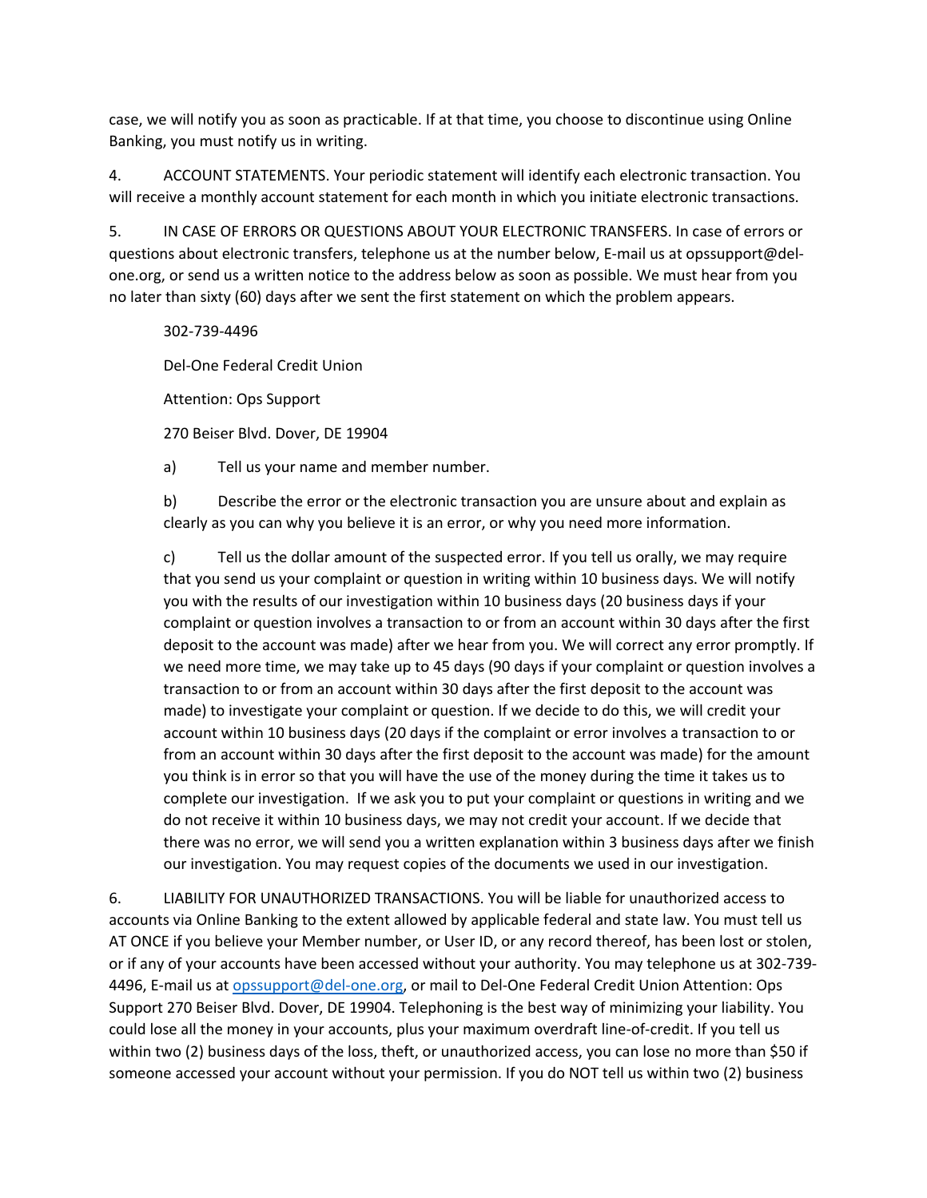case, we will notify you as soon as practicable. If at that time, you choose to discontinue using Online Banking, you must notify us in writing.

4. ACCOUNT STATEMENTS. Your periodic statement will identify each electronic transaction. You will receive a monthly account statement for each month in which you initiate electronic transactions.

5. IN CASE OF ERRORS OR QUESTIONS ABOUT YOUR ELECTRONIC TRANSFERS. In case of errors or questions about electronic transfers, telephone us at the number below, E-mail us at opssupport@del-one.org, or send us a written notice to the address below as soon as possible. We must hear from you no later than sixty (60) days after we sent the first statement on which the problem appears.

302-739-4496

Del-One Federal Credit Union

Attention: Ops Support

270 Beiser Blvd. Dover, DE 19904

a) Tell us your name and member number.

b) Describe the error or the electronic transaction you are unsure about and explain as clearly as you can why you believe it is an error, or why you need more information.

c) Tell us the dollar amount of the suspected error. If you tell us orally, we may require that you send us your complaint or question in writing within 10 business days. We will notify you with the results of our investigation within 10 business days (20 business days if your complaint or question involves a transaction to or from an account within 30 days after the first deposit to the account was made) after we hear from you. We will correct any error promptly. If we need more time, we may take up to 45 days (90 days if your complaint or question involves a transaction to or from an account within 30 days after the first deposit to the account was made) to investigate your complaint or question. If we decide to do this, we will credit your account within 10 business days (20 days if the complaint or error involves a transaction to or from an account within 30 days after the first deposit to the account was made) for the amount you think is in error so that you will have the use of the money during the time it takes us to complete our investigation. If we ask you to put your complaint or questions in writing and we do not receive it within 10 business days, we may not credit your account. If we decide that there was no error, we will send you a written explanation within 3 business days after we finish our investigation. You may request copies of the documents we used in our investigation.

6. LIABILITY FOR UNAUTHORIZED TRANSACTIONS. You will be liable for unauthorized access to accounts via Online Banking to the extent allowed by applicable federal and state law. You must tell us AT ONCE if you believe your Member number, or User ID, or any record thereof, has been lost or stolen, or if any of your accounts have been accessed without your authority. You may telephone us at 302-739-4496, E-mail us at opssupport@del-one.org, or mail to Del-One Federal Credit Union Attention: Ops Support 270 Beiser Blvd. Dover, DE 19904. Telephoning is the best way of minimizing your liability. You could lose all the money in your accounts, plus your maximum overdraft line-of-credit. If you tell us within two (2) business days of the loss, theft, or unauthorized access, you can lose no more than $50 if someone accessed your account without your permission. If you do NOT tell us within two (2) business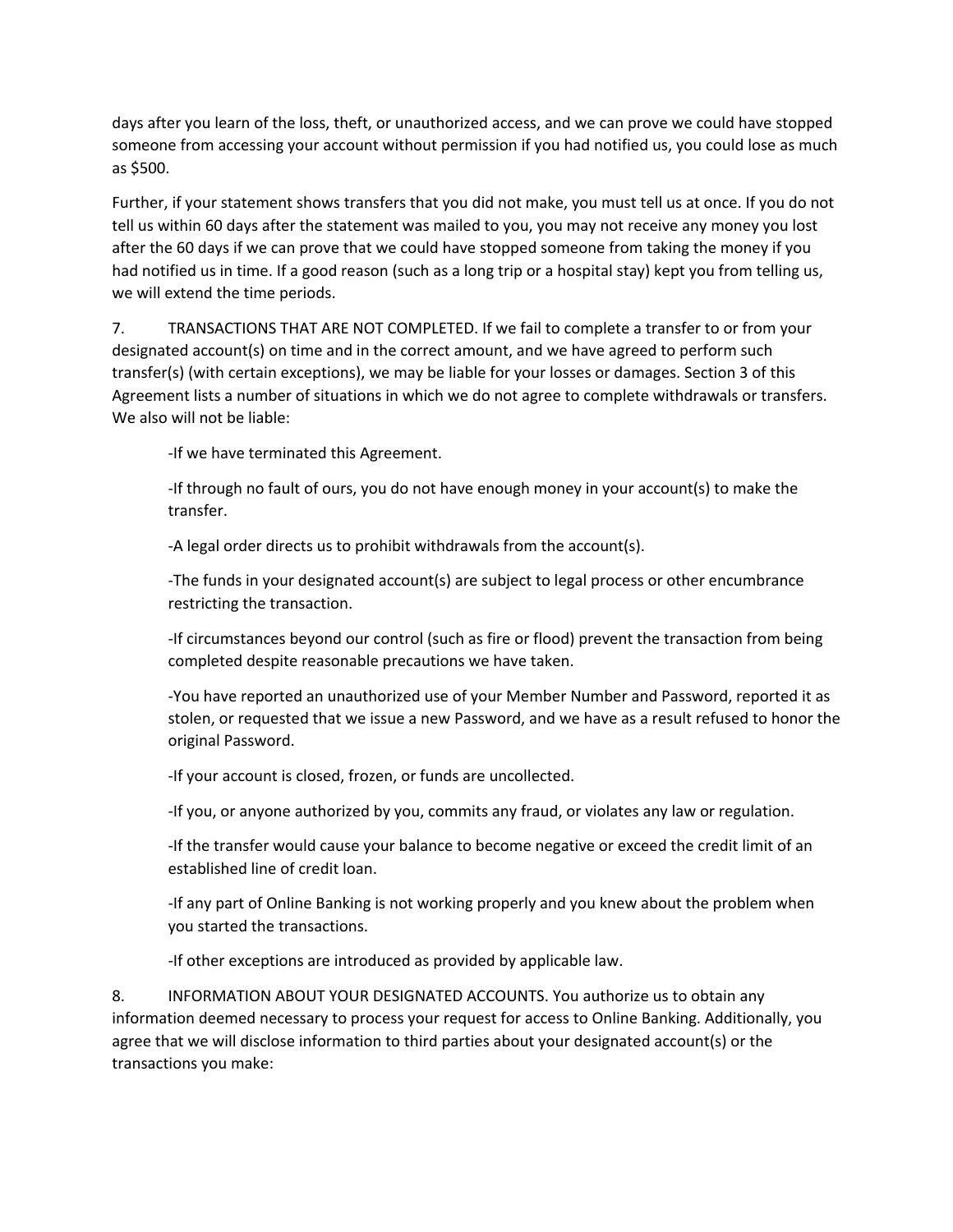days after you learn of the loss, theft, or unauthorized access, and we can prove we could have stopped someone from accessing your account without permission if you had notified us, you could lose as much as $500.

Further, if your statement shows transfers that you did not make, you must tell us at once. If you do not tell us within 60 days after the statement was mailed to you, you may not receive any money you lost after the 60 days if we can prove that we could have stopped someone from taking the money if you had notified us in time. If a good reason (such as a long trip or a hospital stay) kept you from telling us, we will extend the time periods.

7. TRANSACTIONS THAT ARE NOT COMPLETED. If we fail to complete a transfer to or from your designated account(s) on time and in the correct amount, and we have agreed to perform such transfer(s) (with certain exceptions), we may be liable for your losses or damages. Section 3 of this Agreement lists a number of situations in which we do not agree to complete withdrawals or transfers. We also will not be liable:

-If we have terminated this Agreement.

-If through no fault of ours, you do not have enough money in your account(s) to make the transfer.

-A legal order directs us to prohibit withdrawals from the account(s).

-The funds in your designated account(s) are subject to legal process or other encumbrance restricting the transaction.

-If circumstances beyond our control (such as fire or flood) prevent the transaction from being completed despite reasonable precautions we have taken.

-You have reported an unauthorized use of your Member Number and Password, reported it as stolen, or requested that we issue a new Password, and we have as a result refused to honor the original Password.

-If your account is closed, frozen, or funds are uncollected.

-If you, or anyone authorized by you, commits any fraud, or violates any law or regulation.

-If the transfer would cause your balance to become negative or exceed the credit limit of an established line of credit loan.

-If any part of Online Banking is not working properly and you knew about the problem when you started the transactions.

-If other exceptions are introduced as provided by applicable law.

8. INFORMATION ABOUT YOUR DESIGNATED ACCOUNTS. You authorize us to obtain any information deemed necessary to process your request for access to Online Banking. Additionally, you agree that we will disclose information to third parties about your designated account(s) or the transactions you make: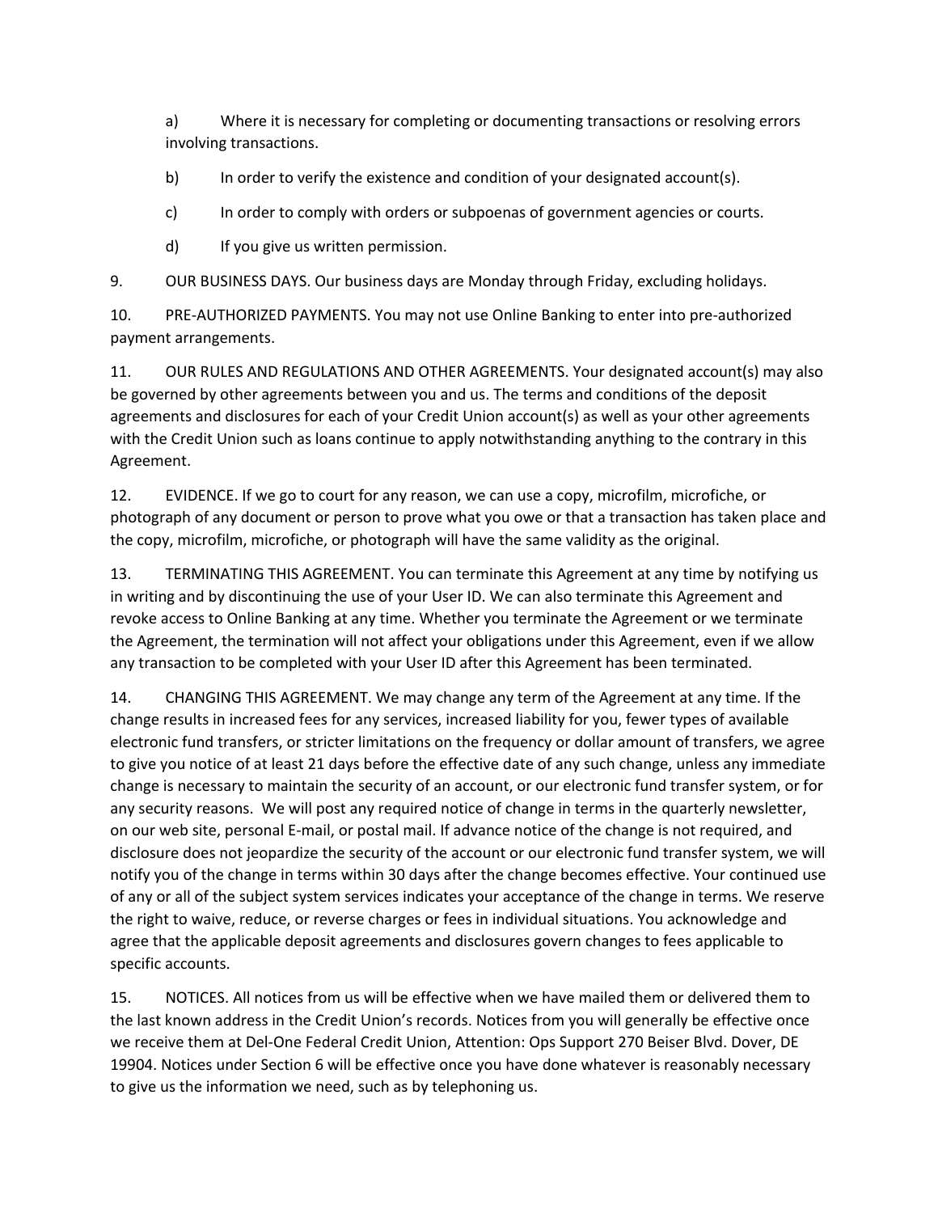a) Where it is necessary for completing or documenting transactions or resolving errors involving transactions.

b) In order to verify the existence and condition of your designated account(s).

c) In order to comply with orders or subpoenas of government agencies or courts.

d) If you give us written permission.

9. OUR BUSINESS DAYS. Our business days are Monday through Friday, excluding holidays.

10. PRE-AUTHORIZED PAYMENTS. You may not use Online Banking to enter into pre-authorized payment arrangements.

11. OUR RULES AND REGULATIONS AND OTHER AGREEMENTS. Your designated account(s) may also be governed by other agreements between you and us. The terms and conditions of the deposit agreements and disclosures for each of your Credit Union account(s) as well as your other agreements with the Credit Union such as loans continue to apply notwithstanding anything to the contrary in this Agreement.

12. EVIDENCE. If we go to court for any reason, we can use a copy, microfilm, microfiche, or photograph of any document or person to prove what you owe or that a transaction has taken place and the copy, microfilm, microfiche, or photograph will have the same validity as the original.

13. TERMINATING THIS AGREEMENT. You can terminate this Agreement at any time by notifying us in writing and by discontinuing the use of your User ID. We can also terminate this Agreement and revoke access to Online Banking at any time. Whether you terminate the Agreement or we terminate the Agreement, the termination will not affect your obligations under this Agreement, even if we allow any transaction to be completed with your User ID after this Agreement has been terminated.

14. CHANGING THIS AGREEMENT. We may change any term of the Agreement at any time. If the change results in increased fees for any services, increased liability for you, fewer types of available electronic fund transfers, or stricter limitations on the frequency or dollar amount of transfers, we agree to give you notice of at least 21 days before the effective date of any such change, unless any immediate change is necessary to maintain the security of an account, or our electronic fund transfer system, or for any security reasons. We will post any required notice of change in terms in the quarterly newsletter, on our web site, personal E-mail, or postal mail. If advance notice of the change is not required, and disclosure does not jeopardize the security of the account or our electronic fund transfer system, we will notify you of the change in terms within 30 days after the change becomes effective. Your continued use of any or all of the subject system services indicates your acceptance of the change in terms. We reserve the right to waive, reduce, or reverse charges or fees in individual situations. You acknowledge and agree that the applicable deposit agreements and disclosures govern changes to fees applicable to specific accounts.

15. NOTICES. All notices from us will be effective when we have mailed them or delivered them to the last known address in the Credit Union's records. Notices from you will generally be effective once we receive them at Del-One Federal Credit Union, Attention: Ops Support 270 Beiser Blvd. Dover, DE 19904. Notices under Section 6 will be effective once you have done whatever is reasonably necessary to give us the information we need, such as by telephoning us.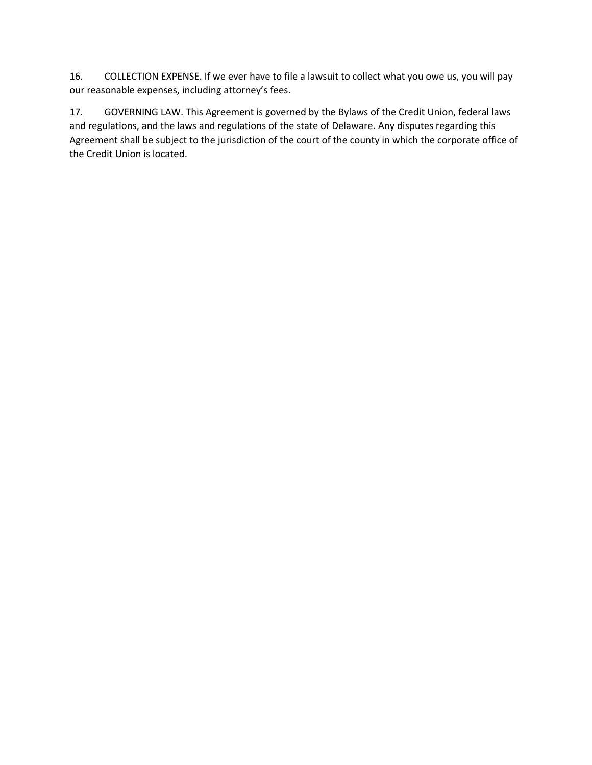16. COLLECTION EXPENSE. If we ever have to file a lawsuit to collect what you owe us, you will pay our reasonable expenses, including attorney's fees.

17. GOVERNING LAW. This Agreement is governed by the Bylaws of the Credit Union, federal laws and regulations, and the laws and regulations of the state of Delaware. Any disputes regarding this Agreement shall be subject to the jurisdiction of the court of the county in which the corporate office of the Credit Union is located.